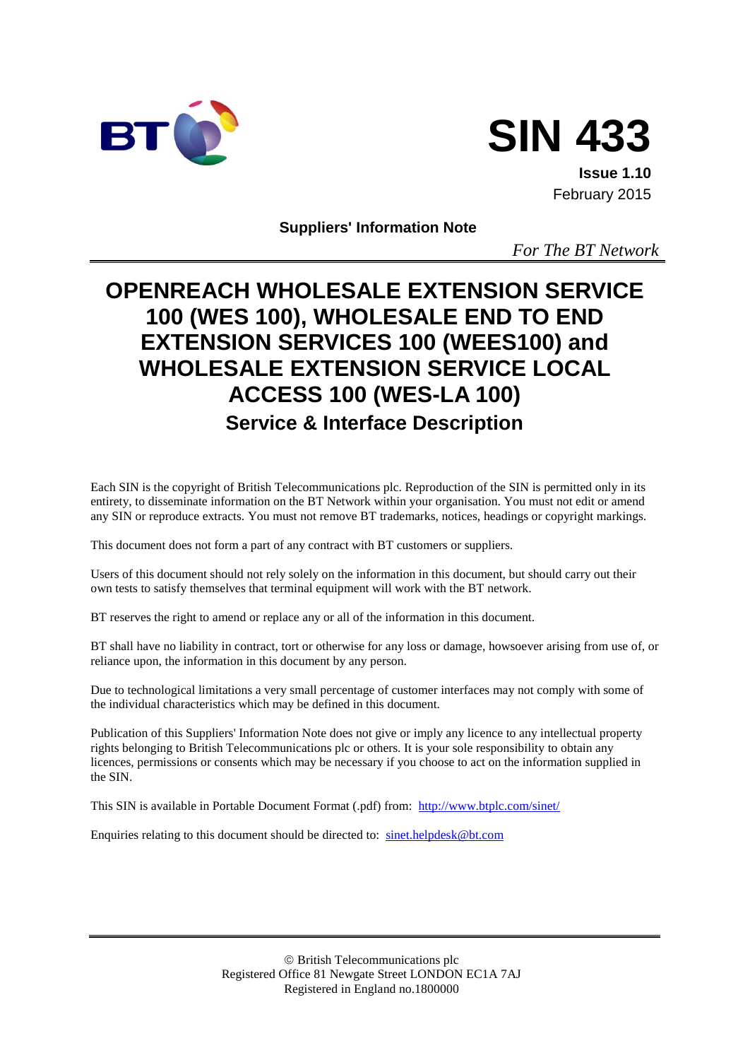BT

# SIN 433

**Issue 1.10**
February 2015

**Suppliers' Information Note**

*For The BT Network*

# OPENREACH WHOLESALE EXTENSION SERVICE 100 (WES 100), WHOLESALE END TO END EXTENSION SERVICES 100 (WEES100) and WHOLESALE EXTENSION SERVICE LOCAL ACCESS 100 (WES-LA 100)

## Service & Interface Description

Each SIN is the copyright of British Telecommunications plc. Reproduction of the SIN is permitted only in its entirety, to disseminate information on the BT Network within your organisation. You must not edit or amend any SIN or reproduce extracts. You must not remove BT trademarks, notices, headings or copyright markings.

This document does not form a part of any contract with BT customers or suppliers.

Users of this document should not rely solely on the information in this document, but should carry out their own tests to satisfy themselves that terminal equipment will work with the BT network.

BT reserves the right to amend or replace any or all of the information in this document.

BT shall have no liability in contract, tort or otherwise for any loss or damage, howsoever arising from use of, or reliance upon, the information in this document by any person.

Due to technological limitations a very small percentage of customer interfaces may not comply with some of the individual characteristics which may be defined in this document.

Publication of this Suppliers' Information Note does not give or imply any licence to any intellectual property rights belonging to British Telecommunications plc or others. It is your sole responsibility to obtain any licences, permissions or consents which may be necessary if you choose to act on the information supplied in the SIN.

This SIN is available in Portable Document Format (.pdf) from: [http://www.btplc.com/sinet/](http://www.btplc.com/sinet/)

Enquiries relating to this document should be directed to: [sinet.helpdesk@bt.com](mailto:sinet.helpdesk@bt.com)

© British Telecommunications plc
Registered Office 81 Newgate Street LONDON EC1A 7AJ
Registered in England no.1800000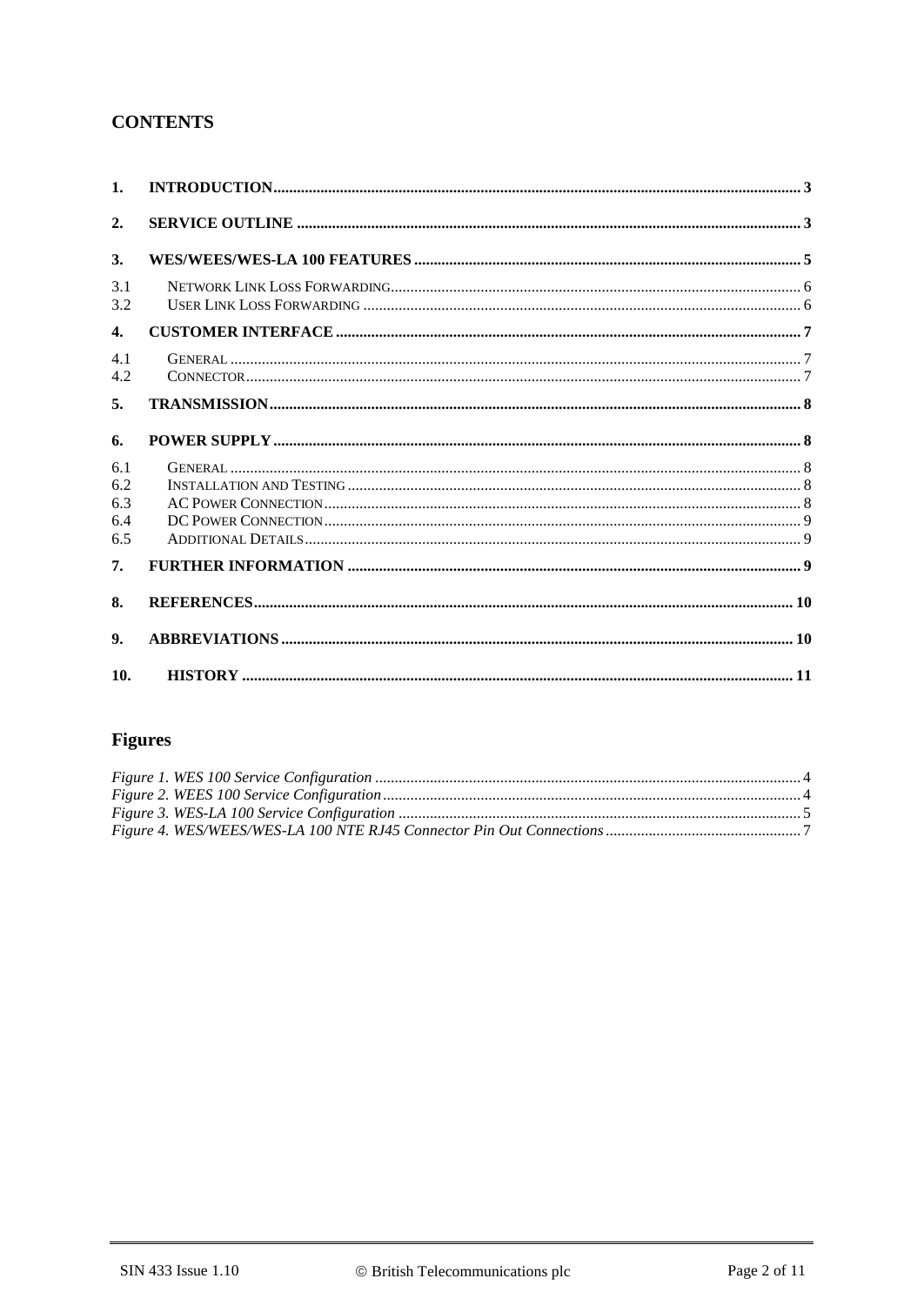# CONTENTS

| | | |
|---|---|---|
| **1.** | **INTRODUCTION** | **3** |
| **2.** | **SERVICE OUTLINE** | **3** |
| **3.** | **WES/WEES/WES-LA 100 FEATURES** | **5** |
| 3.1 | NETWORK LINK LOSS FORWARDING | 6 |
| 3.2 | USER LINK LOSS FORWARDING | 6 |
| **4.** | **CUSTOMER INTERFACE** | **7** |
| 4.1 | GENERAL | 7 |
| 4.2 | CONNECTOR | 7 |
| **5.** | **TRANSMISSION** | **8** |
| **6.** | **POWER SUPPLY** | **8** |
| 6.1 | GENERAL | 8 |
| 6.2 | INSTALLATION AND TESTING | 8 |
| 6.3 | AC POWER CONNECTION | 8 |
| 6.4 | DC POWER CONNECTION | 9 |
| 6.5 | ADDITIONAL DETAILS | 9 |
| **7.** | **FURTHER INFORMATION** | **9** |
| **8.** | **REFERENCES** | **10** |
| **9.** | **ABBREVIATIONS** | **10** |
| **10.** | **HISTORY** | **11** |

# Figures

| | |
|---|---|
| *Figure 1. WES 100 Service Configuration* | 4 |
| *Figure 2. WEES 100 Service Configuration* | 4 |
| *Figure 3. WES-LA 100 Service Configuration* | 5 |
| *Figure 4. WES/WEES/WES-LA 100 NTE RJ45 Connector Pin Out Connections* | 7 |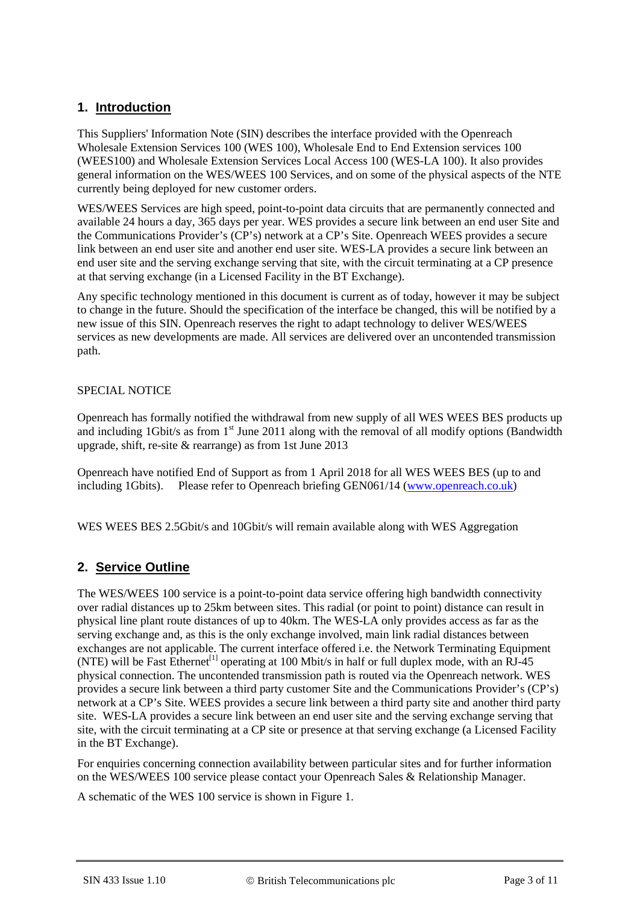## 1. Introduction

This Suppliers' Information Note (SIN) describes the interface provided with the Openreach Wholesale Extension Services 100 (WES 100), Wholesale End to End Extension services 100 (WEES100) and Wholesale Extension Services Local Access 100 (WES-LA 100). It also provides general information on the WES/WEES 100 Services, and on some of the physical aspects of the NTE currently being deployed for new customer orders.

WES/WEES Services are high speed, point-to-point data circuits that are permanently connected and available 24 hours a day, 365 days per year. WES provides a secure link between an end user Site and the Communications Provider's (CP's) network at a CP's Site. Openreach WEES provides a secure link between an end user site and another end user site. WES-LA provides a secure link between an end user site and the serving exchange serving that site, with the circuit terminating at a CP presence at that serving exchange (in a Licensed Facility in the BT Exchange).

Any specific technology mentioned in this document is current as of today, however it may be subject to change in the future. Should the specification of the interface be changed, this will be notified by a new issue of this SIN. Openreach reserves the right to adapt technology to deliver WES/WEES services as new developments are made. All services are delivered over an uncontended transmission path.

SPECIAL NOTICE

Openreach has formally notified the withdrawal from new supply of all WES WEES BES products up and including 1Gbit/s as from 1st June 2011 along with the removal of all modify options (Bandwidth upgrade, shift, re-site & rearrange) as from 1st June 2013

Openreach have notified End of Support as from 1 April 2018 for all WES WEES BES (up to and including 1Gbits). Please refer to Openreach briefing GEN061/14 (www.openreach.co.uk)

WES WEES BES 2.5Gbit/s and 10Gbit/s will remain available along with WES Aggregation

## 2. Service Outline

The WES/WEES 100 service is a point-to-point data service offering high bandwidth connectivity over radial distances up to 25km between sites. This radial (or point to point) distance can result in physical line plant route distances of up to 40km. The WES-LA only provides access as far as the serving exchange and, as this is the only exchange involved, main link radial distances between exchanges are not applicable. The current interface offered i.e. the Network Terminating Equipment (NTE) will be Fast Ethernet[1] operating at 100 Mbit/s in half or full duplex mode, with an RJ-45 physical connection. The uncontended transmission path is routed via the Openreach network. WES provides a secure link between a third party customer Site and the Communications Provider's (CP's) network at a CP's Site. WEES provides a secure link between a third party site and another third party site. WES-LA provides a secure link between an end user site and the serving exchange serving that site, with the circuit terminating at a CP site or presence at that serving exchange (a Licensed Facility in the BT Exchange).

For enquiries concerning connection availability between particular sites and for further information on the WES/WEES 100 service please contact your Openreach Sales & Relationship Manager.

A schematic of the WES 100 service is shown in Figure 1.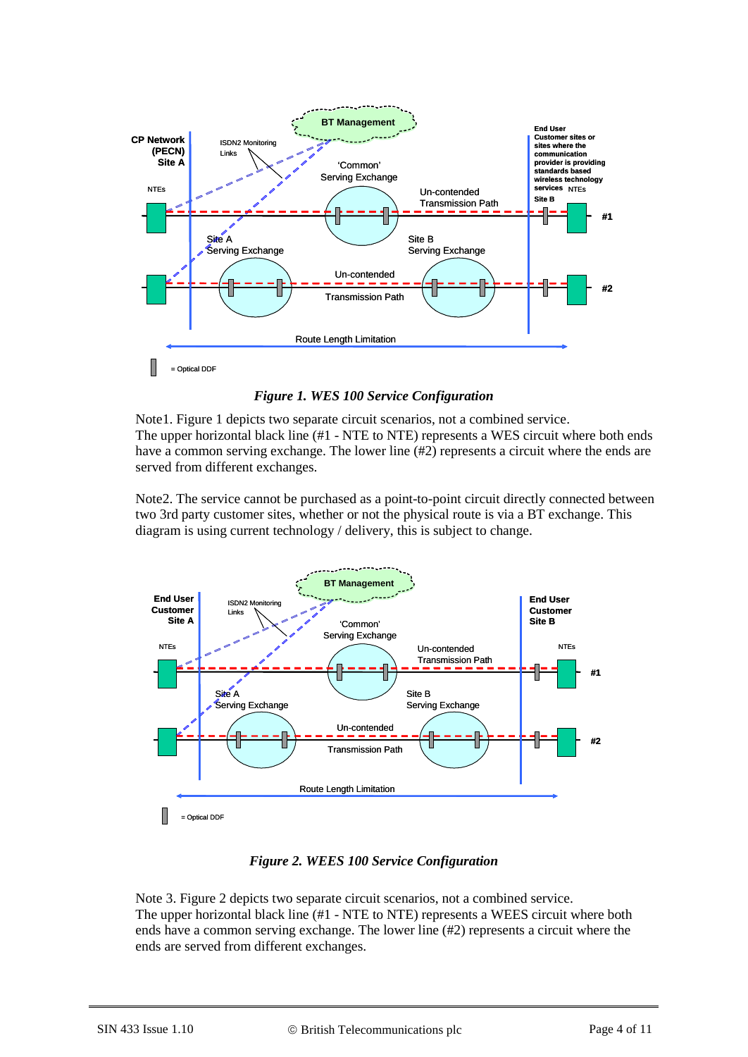*Figure 1. WES 100 Service Configuration*

Note1. Figure 1 depicts two separate circuit scenarios, not a combined service. The upper horizontal black line (#1 - NTE to NTE) represents a WES circuit where both ends have a common serving exchange. The lower line (#2) represents a circuit where the ends are served from different exchanges.

Note2. The service cannot be purchased as a point-to-point circuit directly connected between two 3rd party customer sites, whether or not the physical route is via a BT exchange. This diagram is using current technology / delivery, this is subject to change.

*Figure 2. WEES 100 Service Configuration*

Note 3. Figure 2 depicts two separate circuit scenarios, not a combined service. The upper horizontal black line (#1 - NTE to NTE) represents a WEES circuit where both ends have a common serving exchange. The lower line (#2) represents a circuit where the ends are served from different exchanges.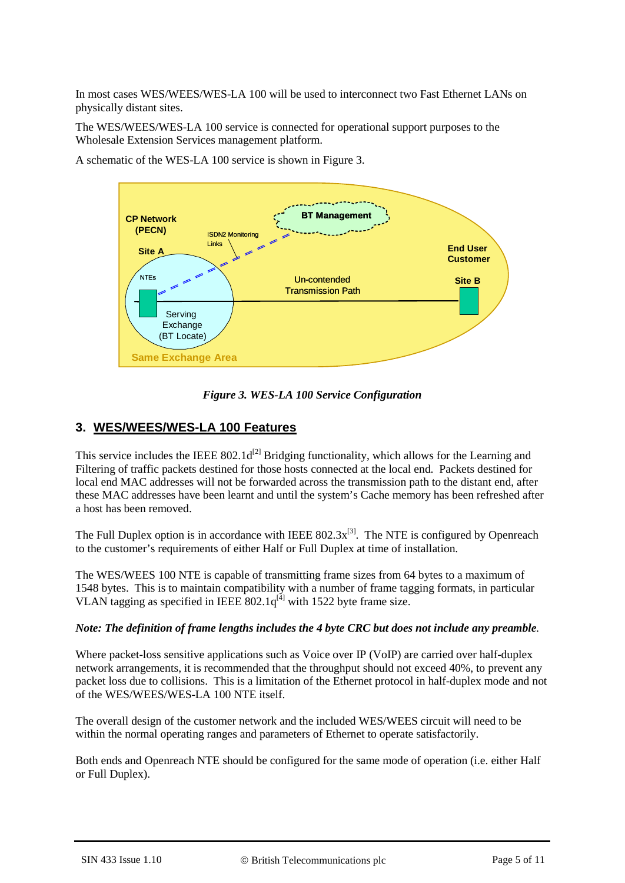In most cases WES/WEES/WES-LA 100 will be used to interconnect two Fast Ethernet LANs on physically distant sites.

The WES/WEES/WES-LA 100 service is connected for operational support purposes to the Wholesale Extension Services management platform.

A schematic of the WES-LA 100 service is shown in Figure 3.

*Figure 3. WES-LA 100 Service Configuration*

## 3. WES/WEES/WES-LA 100 Features

This service includes the IEEE 802.1d[2] Bridging functionality, which allows for the Learning and Filtering of traffic packets destined for those hosts connected at the local end. Packets destined for local end MAC addresses will not be forwarded across the transmission path to the distant end, after these MAC addresses have been learnt and until the system's Cache memory has been refreshed after a host has been removed.

The Full Duplex option is in accordance with IEEE 802.3x[3]. The NTE is configured by Openreach to the customer's requirements of either Half or Full Duplex at time of installation.

The WES/WEES 100 NTE is capable of transmitting frame sizes from 64 bytes to a maximum of 1548 bytes. This is to maintain compatibility with a number of frame tagging formats, in particular VLAN tagging as specified in IEEE 802.1q[4] with 1522 byte frame size.

***Note: The definition of frame lengths includes the 4 byte CRC but does not include any preamble***.

Where packet-loss sensitive applications such as Voice over IP (VoIP) are carried over half-duplex network arrangements, it is recommended that the throughput should not exceed 40%, to prevent any packet loss due to collisions. This is a limitation of the Ethernet protocol in half-duplex mode and not of the WES/WEES/WES-LA 100 NTE itself.

The overall design of the customer network and the included WES/WEES circuit will need to be within the normal operating ranges and parameters of Ethernet to operate satisfactorily.

Both ends and Openreach NTE should be configured for the same mode of operation (i.e. either Half or Full Duplex).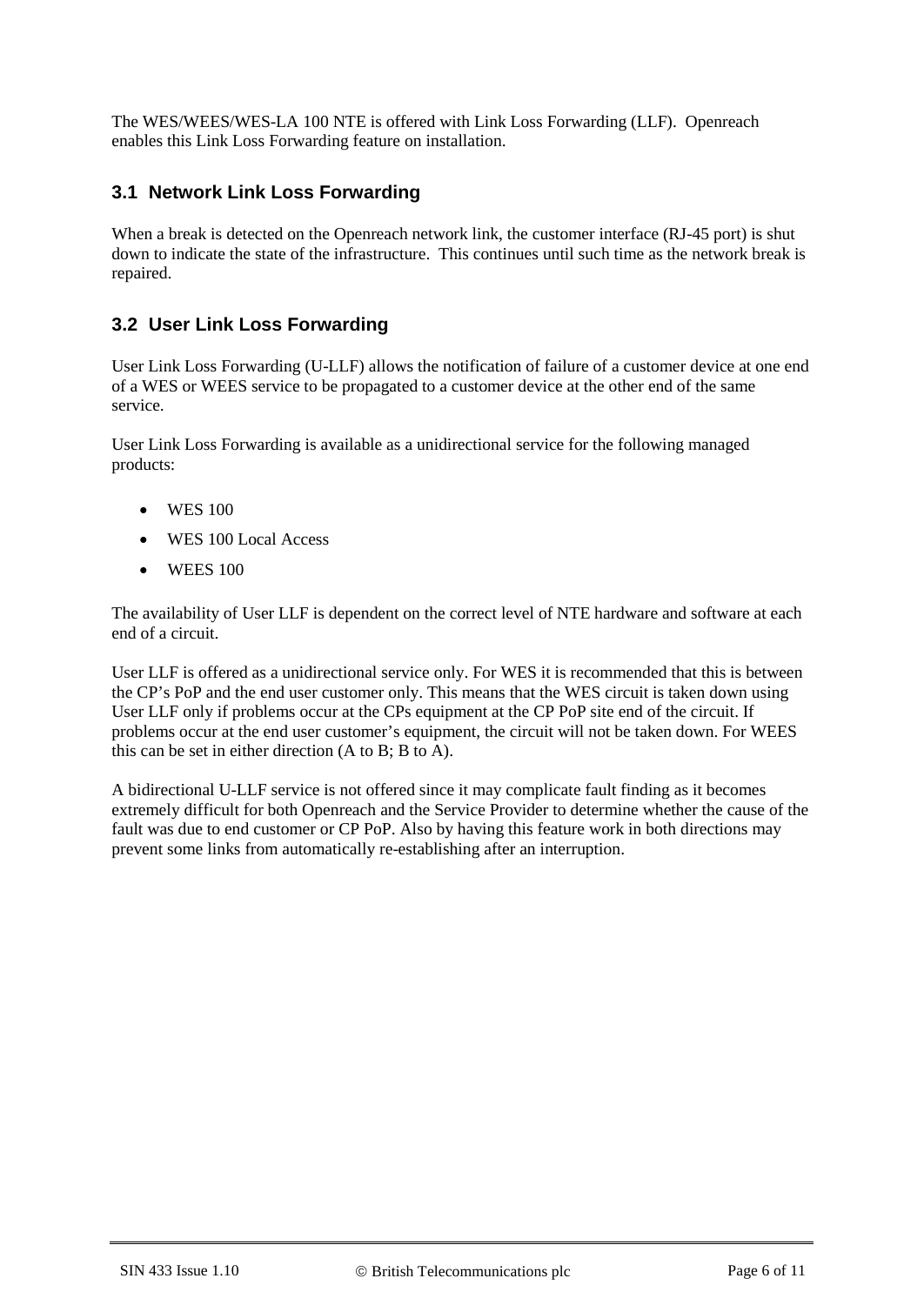The WES/WEES/WES-LA 100 NTE is offered with Link Loss Forwarding (LLF). Openreach enables this Link Loss Forwarding feature on installation.

## 3.1 Network Link Loss Forwarding

When a break is detected on the Openreach network link, the customer interface (RJ-45 port) is shut down to indicate the state of the infrastructure. This continues until such time as the network break is repaired.

## 3.2 User Link Loss Forwarding

User Link Loss Forwarding (U-LLF) allows the notification of failure of a customer device at one end of a WES or WEES service to be propagated to a customer device at the other end of the same service.

User Link Loss Forwarding is available as a unidirectional service for the following managed products:

- WES 100
- WES 100 Local Access
- WEES 100

The availability of User LLF is dependent on the correct level of NTE hardware and software at each end of a circuit.

User LLF is offered as a unidirectional service only. For WES it is recommended that this is between the CP's PoP and the end user customer only. This means that the WES circuit is taken down using User LLF only if problems occur at the CPs equipment at the CP PoP site end of the circuit. If problems occur at the end user customer's equipment, the circuit will not be taken down. For WEES this can be set in either direction (A to B; B to A).

A bidirectional U-LLF service is not offered since it may complicate fault finding as it becomes extremely difficult for both Openreach and the Service Provider to determine whether the cause of the fault was due to end customer or CP PoP. Also by having this feature work in both directions may prevent some links from automatically re-establishing after an interruption.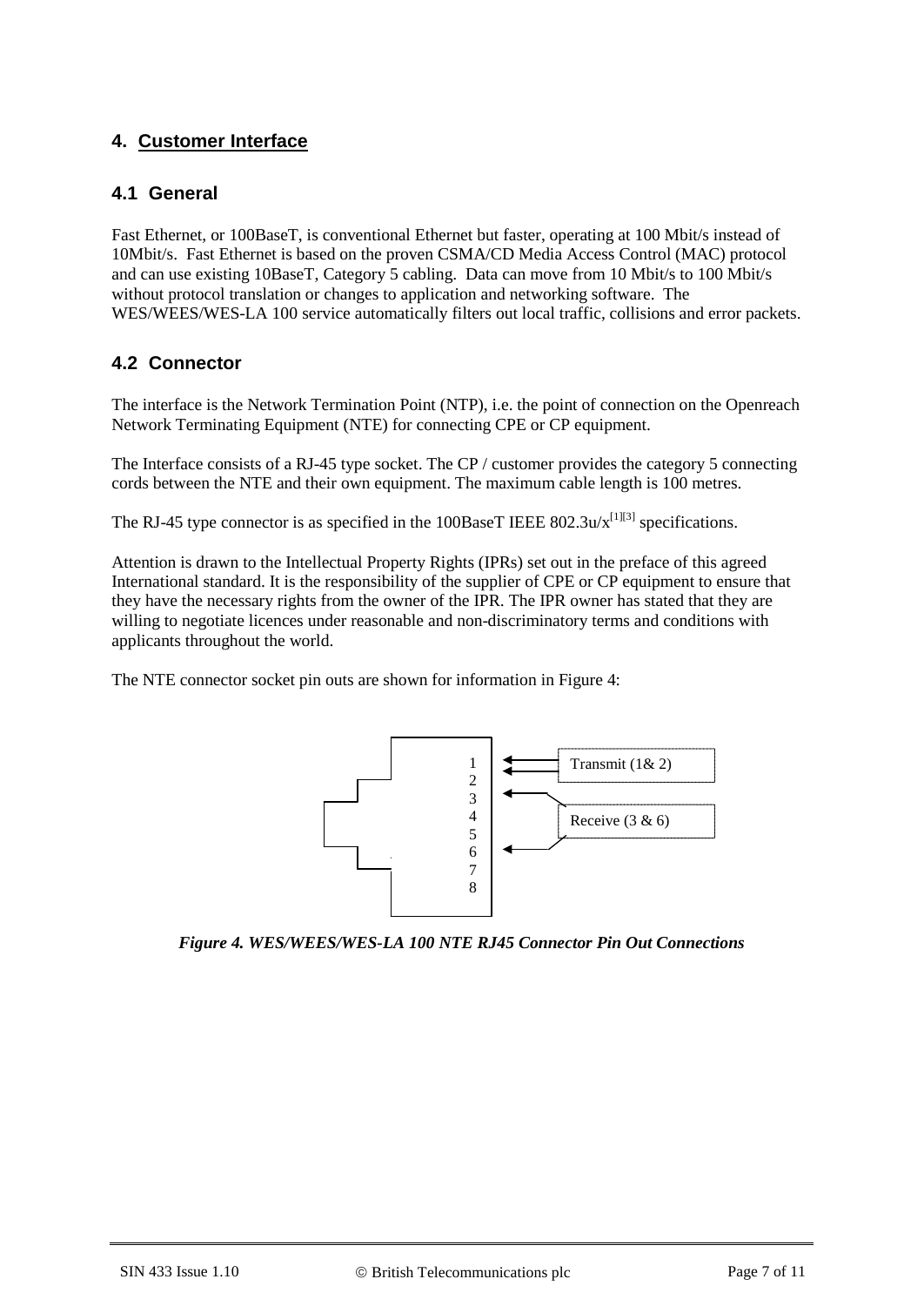# 4. Customer Interface

## 4.1 General

Fast Ethernet, or 100BaseT, is conventional Ethernet but faster, operating at 100 Mbit/s instead of 10Mbit/s. Fast Ethernet is based on the proven CSMA/CD Media Access Control (MAC) protocol and can use existing 10BaseT, Category 5 cabling. Data can move from 10 Mbit/s to 100 Mbit/s without protocol translation or changes to application and networking software. The WES/WEES/WES-LA 100 service automatically filters out local traffic, collisions and error packets.

## 4.2 Connector

The interface is the Network Termination Point (NTP), i.e. the point of connection on the Openreach Network Terminating Equipment (NTE) for connecting CPE or CP equipment.

The Interface consists of a RJ-45 type socket. The CP / customer provides the category 5 connecting cords between the NTE and their own equipment. The maximum cable length is 100 metres.

The RJ-45 type connector is as specified in the 100BaseT IEEE 802.3u/x[1][3] specifications.

Attention is drawn to the Intellectual Property Rights (IPRs) set out in the preface of this agreed International standard. It is the responsibility of the supplier of CPE or CP equipment to ensure that they have the necessary rights from the owner of the IPR. The IPR owner has stated that they are willing to negotiate licences under reasonable and non-discriminatory terms and conditions with applicants throughout the world.

The NTE connector socket pin outs are shown for information in Figure 4:

1
2
3
4
5
6
7
8

Transmit (1& 2)

Receive (3 & 6)

*Figure 4. WES/WEES/WES-LA 100 NTE RJ45 Connector Pin Out Connections*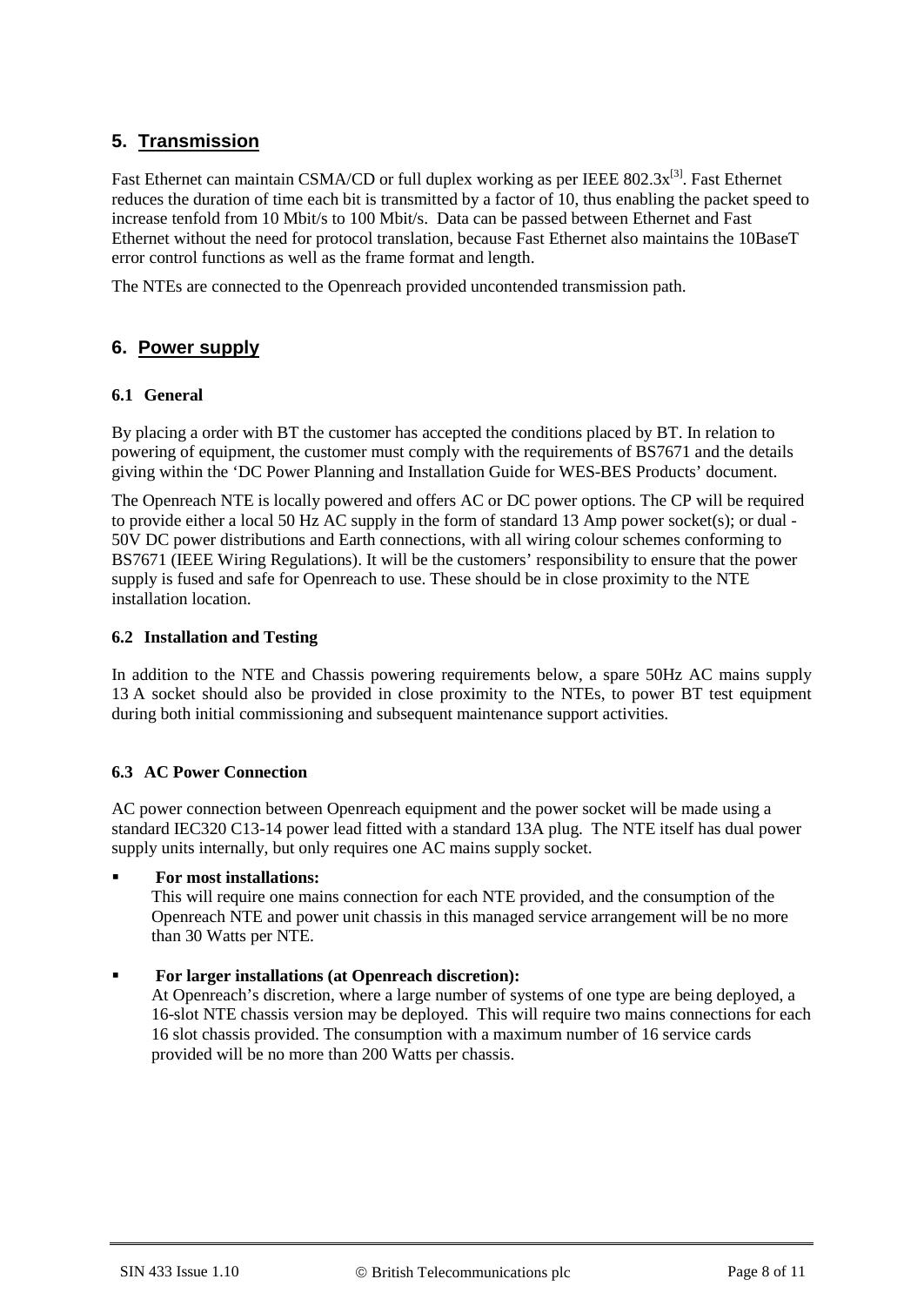## 5. Transmission

Fast Ethernet can maintain CSMA/CD or full duplex working as per IEEE 802.3x[3]. Fast Ethernet reduces the duration of time each bit is transmitted by a factor of 10, thus enabling the packet speed to increase tenfold from 10 Mbit/s to 100 Mbit/s. Data can be passed between Ethernet and Fast Ethernet without the need for protocol translation, because Fast Ethernet also maintains the 10BaseT error control functions as well as the frame format and length.

The NTEs are connected to the Openreach provided uncontended transmission path.

## 6. Power supply

### 6.1 General

By placing a order with BT the customer has accepted the conditions placed by BT. In relation to powering of equipment, the customer must comply with the requirements of BS7671 and the details giving within the 'DC Power Planning and Installation Guide for WES-BES Products' document.

The Openreach NTE is locally powered and offers AC or DC power options. The CP will be required to provide either a local 50 Hz AC supply in the form of standard 13 Amp power socket(s); or dual -50V DC power distributions and Earth connections, with all wiring colour schemes conforming to BS7671 (IEEE Wiring Regulations). It will be the customers' responsibility to ensure that the power supply is fused and safe for Openreach to use. These should be in close proximity to the NTE installation location.

### 6.2 Installation and Testing

In addition to the NTE and Chassis powering requirements below, a spare 50Hz AC mains supply 13 A socket should also be provided in close proximity to the NTEs, to power BT test equipment during both initial commissioning and subsequent maintenance support activities.

### 6.3 AC Power Connection

AC power connection between Openreach equipment and the power socket will be made using a standard IEC320 C13-14 power lead fitted with a standard 13A plug. The NTE itself has dual power supply units internally, but only requires one AC mains supply socket.

- **For most installations:**
  This will require one mains connection for each NTE provided, and the consumption of the Openreach NTE and power unit chassis in this managed service arrangement will be no more than 30 Watts per NTE.

- **For larger installations (at Openreach discretion):**
  At Openreach's discretion, where a large number of systems of one type are being deployed, a 16-slot NTE chassis version may be deployed. This will require two mains connections for each 16 slot chassis provided. The consumption with a maximum number of 16 service cards provided will be no more than 200 Watts per chassis.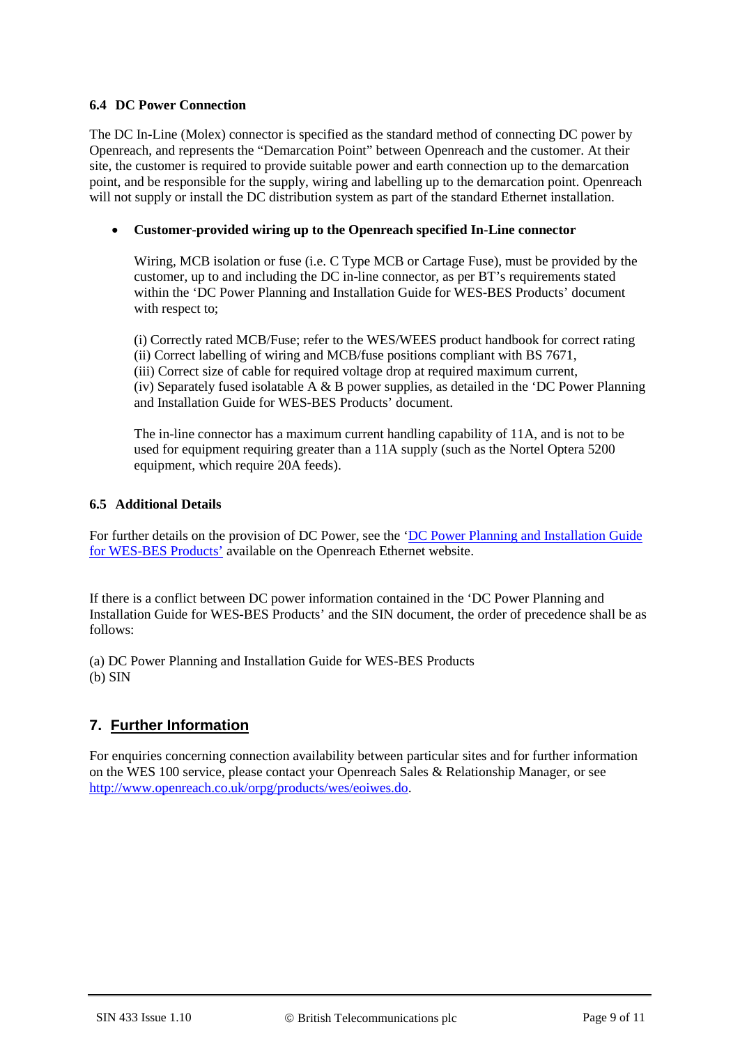### 6.4 DC Power Connection

The DC In-Line (Molex) connector is specified as the standard method of connecting DC power by Openreach, and represents the "Demarcation Point" between Openreach and the customer. At their site, the customer is required to provide suitable power and earth connection up to the demarcation point, and be responsible for the supply, wiring and labelling up to the demarcation point. Openreach will not supply or install the DC distribution system as part of the standard Ethernet installation.

- **Customer-provided wiring up to the Openreach specified In-Line connector**

  Wiring, MCB isolation or fuse (i.e. C Type MCB or Cartage Fuse), must be provided by the customer, up to and including the DC in-line connector, as per BT's requirements stated within the 'DC Power Planning and Installation Guide for WES-BES Products' document with respect to;

  (i) Correctly rated MCB/Fuse; refer to the WES/WEES product handbook for correct rating
  (ii) Correct labelling of wiring and MCB/fuse positions compliant with BS 7671,
  (iii) Correct size of cable for required voltage drop at required maximum current,
  (iv) Separately fused isolatable A & B power supplies, as detailed in the 'DC Power Planning and Installation Guide for WES-BES Products' document.

  The in-line connector has a maximum current handling capability of 11A, and is not to be used for equipment requiring greater than a 11A supply (such as the Nortel Optera 5200 equipment, which require 20A feeds).

### 6.5 Additional Details

For further details on the provision of DC Power, see the 'DC Power Planning and Installation Guide for WES-BES Products' available on the Openreach Ethernet website.

If there is a conflict between DC power information contained in the 'DC Power Planning and Installation Guide for WES-BES Products' and the SIN document, the order of precedence shall be as follows:

(a) DC Power Planning and Installation Guide for WES-BES Products
(b) SIN

## 7. Further Information

For enquiries concerning connection availability between particular sites and for further information on the WES 100 service, please contact your Openreach Sales & Relationship Manager, or see http://www.openreach.co.uk/orpg/products/wes/eoiwes.do.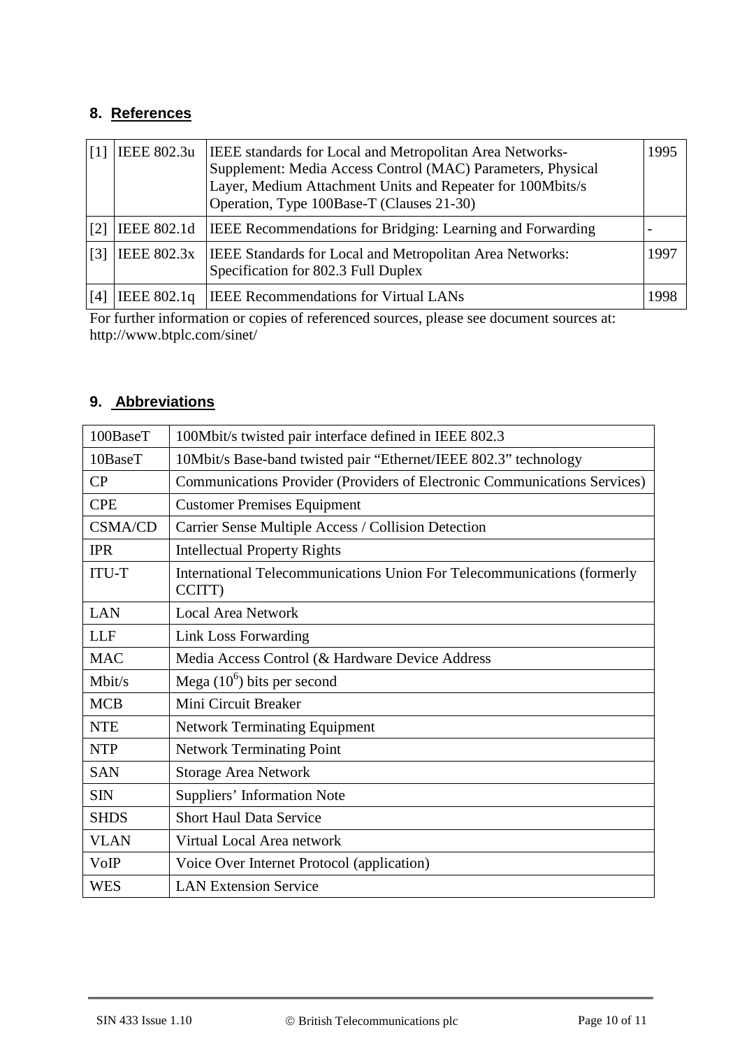## 8. References

| [1] | IEEE 802.3u | IEEE standards for Local and Metropolitan Area Networks- Supplement: Media Access Control (MAC) Parameters, Physical Layer, Medium Attachment Units and Repeater for 100Mbits/s Operation, Type 100Base-T (Clauses 21-30) | 1995 |
|---|---|---|---|
| [2] | IEEE 802.1d | IEEE Recommendations for Bridging: Learning and Forwarding | - |
| [3] | IEEE 802.3x | IEEE Standards for Local and Metropolitan Area Networks: Specification for 802.3 Full Duplex | 1997 |
| [4] | IEEE 802.1q | IEEE Recommendations for Virtual LANs | 1998 |

For further information or copies of referenced sources, please see document sources at: http://www.btplc.com/sinet/

## 9. Abbreviations

| 100BaseT | 100Mbit/s twisted pair interface defined in IEEE 802.3 |
|---|---|
| 10BaseT | 10Mbit/s Base-band twisted pair “Ethernet/IEEE 802.3” technology |
| CP | Communications Provider (Providers of Electronic Communications Services) |
| CPE | Customer Premises Equipment |
| CSMA/CD | Carrier Sense Multiple Access / Collision Detection |
| IPR | Intellectual Property Rights |
| ITU-T | International Telecommunications Union For Telecommunications (formerly CCITT) |
| LAN | Local Area Network |
| LLF | Link Loss Forwarding |
| MAC | Media Access Control (& Hardware Device Address |
| Mbit/s | Mega ($10^6$) bits per second |
| MCB | Mini Circuit Breaker |
| NTE | Network Terminating Equipment |
| NTP | Network Terminating Point |
| SAN | Storage Area Network |
| SIN | Suppliers’ Information Note |
| SHDS | Short Haul Data Service |
| VLAN | Virtual Local Area network |
| VoIP | Voice Over Internet Protocol (application) |
| WES | LAN Extension Service |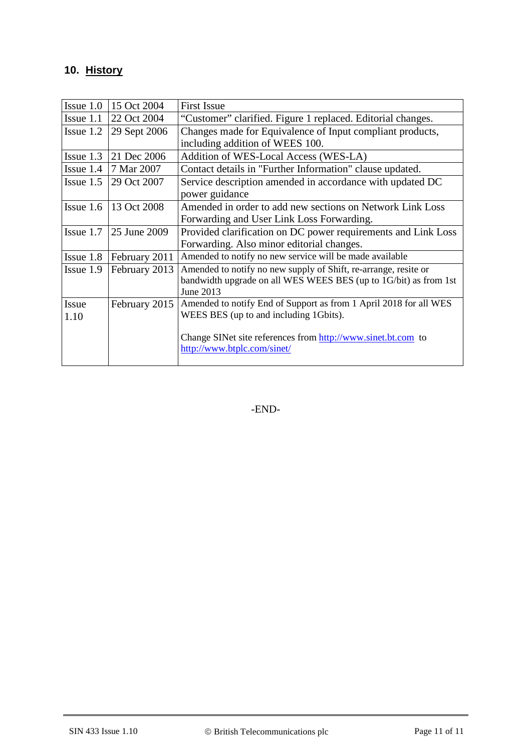## 10. History

| | | |
|---|---|---|
| Issue 1.0 | 15 Oct 2004 | First Issue |
| Issue 1.1 | 22 Oct 2004 | "Customer" clarified. Figure 1 replaced. Editorial changes. |
| Issue 1.2 | 29 Sept 2006 | Changes made for Equivalence of Input compliant products, including addition of WEES 100. |
| Issue 1.3 | 21 Dec 2006 | Addition of WES-Local Access (WES-LA) |
| Issue 1.4 | 7 Mar 2007 | Contact details in "Further Information" clause updated. |
| Issue 1.5 | 29 Oct 2007 | Service description amended in accordance with updated DC power guidance |
| Issue 1.6 | 13 Oct 2008 | Amended in order to add new sections on Network Link Loss Forwarding and User Link Loss Forwarding. |
| Issue 1.7 | 25 June 2009 | Provided clarification on DC power requirements and Link Loss Forwarding. Also minor editorial changes. |
| Issue 1.8 | February 2011 | Amended to notify no new service will be made available |
| Issue 1.9 | February 2013 | Amended to notify no new supply of Shift, re-arrange, resite or bandwidth upgrade on all WES WEES BES (up to 1G/bit) as from 1st June 2013 |
| Issue 1.10 | February 2015 | Amended to notify End of Support as from 1 April 2018 for all WES WEES BES (up to and including 1Gbits).<br><br>Change SINet site references from http://www.sinet.bt.com to http://www.btplc.com/sinet/ |

-END-